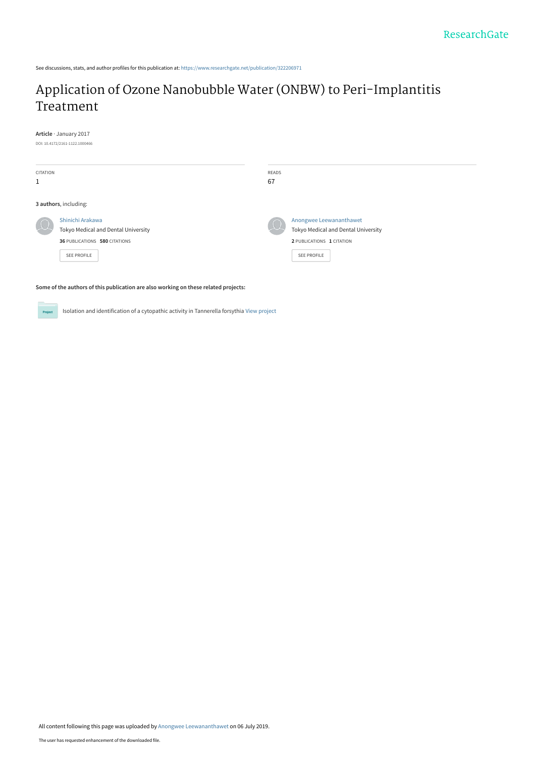See discussions, stats, and author profiles for this publication at: https://www.researchgate.net/publication/322206971

# Application of Ozone Nanobubble Water (ONBW) to Peri-Implantitis Treatment

**Article** · January 2017

DOI: 10.4172/2161-1122.1000466

| CITATION | READS |
| --- | --- |
| 1 | 67 |

**3 authors**, including:

Shinichi Arakawa
Tokyo Medical and Dental University
**36** PUBLICATIONS **580** CITATIONS
SEE PROFILE

Anongwee Leewananthawet
Tokyo Medical and Dental University
**2** PUBLICATIONS **1** CITATION
SEE PROFILE

**Some of the authors of this publication are also working on these related projects:**

Project: Isolation and identification of a cytopathic activity in Tannerella forsythia View project

All content following this page was uploaded by Anongwee Leewananthawet on 06 July 2019.

The user has requested enhancement of the downloaded file.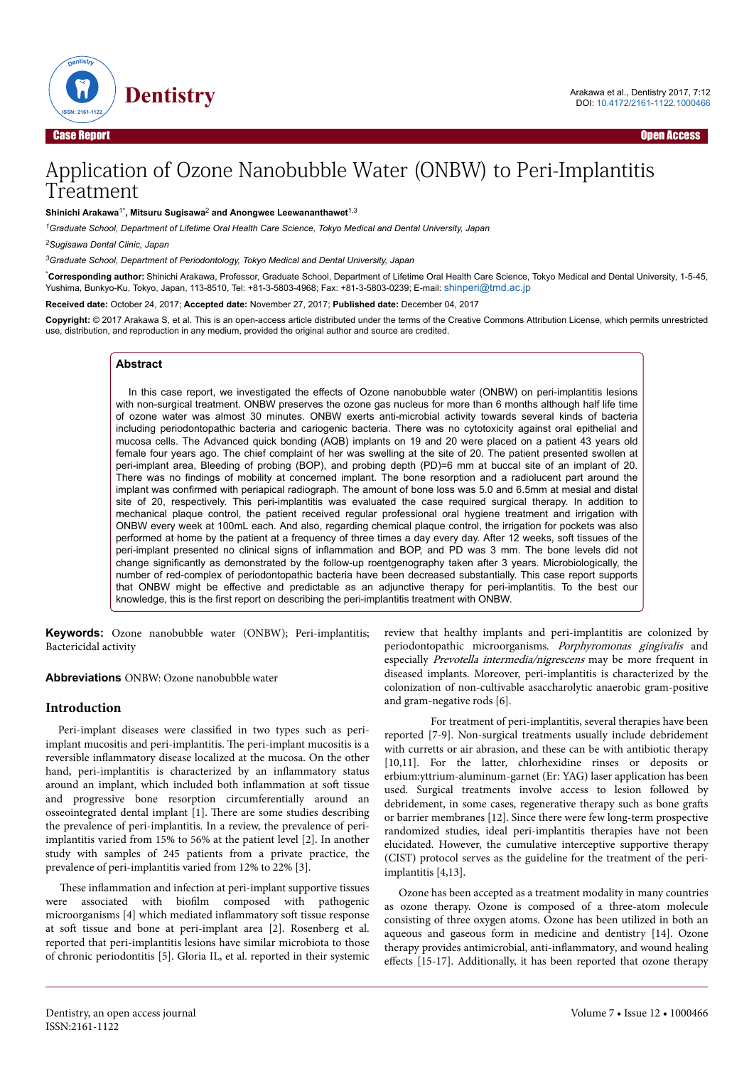# Application of Ozone Nanobubble Water (ONBW) to Peri-Implantitis Treatment

**Shinichi Arakawa**[1*], **Mitsuru Sugisawa**[2] **and Anongwee Leewananthawet**[1,3]

[1]*Graduate School, Department of Lifetime Oral Health Care Science, Tokyo Medical and Dental University, Japan*

[2]*Sugisawa Dental Clinic, Japan*

[3]*Graduate School, Department of Periodontology, Tokyo Medical and Dental University, Japan*

[*]**Corresponding author:** Shinichi Arakawa, Professor, Graduate School, Department of Lifetime Oral Health Care Science, Tokyo Medical and Dental University, 1-5-45, Yushima, Bunkyo-Ku, Tokyo, Japan, 113-8510, Tel: +81-3-5803-4968; Fax: +81-3-5803-0239; E-mail: shinperi@tmd.ac.jp

**Received date:** October 24, 2017; **Accepted date:** November 27, 2017; **Published date:** December 04, 2017

**Copyright:** © 2017 Arakawa S, et al. This is an open-access article distributed under the terms of the Creative Commons Attribution License, which permits unrestricted use, distribution, and reproduction in any medium, provided the original author and source are credited.

## Abstract

In this case report, we investigated the effects of Ozone nanobubble water (ONBW) on peri-implantitis lesions with non-surgical treatment. ONBW preserves the ozone gas nucleus for more than 6 months although half life time of ozone water was almost 30 minutes. ONBW exerts anti-microbial activity towards several kinds of bacteria including periodontopathic bacteria and cariogenic bacteria. There was no cytotoxicity against oral epithelial and mucosa cells. The Advanced quick bonding (AQB) implants on 19 and 20 were placed on a patient 43 years old female four years ago. The chief complaint of her was swelling at the site of 20. The patient presented swollen at peri-implant area, Bleeding of probing (BOP), and probing depth (PD)=6 mm at buccal site of an implant of 20. There was no findings of mobility at concerned implant. The bone resorption and a radiolucent part around the implant was confirmed with periapical radiograph. The amount of bone loss was 5.0 and 6.5mm at mesial and distal site of 20, respectively. This peri-implantitis was evaluated the case required surgical therapy. In addition to mechanical plaque control, the patient received regular professional oral hygiene treatment and irrigation with ONBW every week at 100mL each. And also, regarding chemical plaque control, the irrigation for pockets was also performed at home by the patient at a frequency of three times a day every day. After 12 weeks, soft tissues of the peri-implant presented no clinical signs of inflammation and BOP, and PD was 3 mm. The bone levels did not change significantly as demonstrated by the follow-up roentgenography taken after 3 years. Microbiologically, the number of red-complex of periodontopathic bacteria have been decreased substantially. This case report supports that ONBW might be effective and predictable as an adjunctive therapy for peri-implantitis. To the best our knowledge, this is the first report on describing the peri-implantitis treatment with ONBW.

**Keywords:** Ozone nanobubble water (ONBW); Peri-implantitis; Bactericidal activity

**Abbreviations** ONBW: Ozone nanobubble water

## Introduction

Peri-implant diseases were classified in two types such as peri-implant mucositis and peri-implantitis. The peri-implant mucositis is a reversible inflammatory disease localized at the mucosa. On the other hand, peri-implantitis is characterized by an inflammatory status around an implant, which included both inflammation at soft tissue and progressive bone resorption circumferentially around an osseointegrated dental implant [1]. There are some studies describing the prevalence of peri-implantitis. In a review, the prevalence of peri-implantitis varied from 15% to 56% at the patient level [2]. In another study with samples of 245 patients from a private practice, the prevalence of peri-implantitis varied from 12% to 22% [3].

These inflammation and infection at peri-implant supportive tissues were associated with biofilm composed with pathogenic microorganisms [4] which mediated inflammatory soft tissue response at soft tissue and bone at peri-implant area [2]. Rosenberg et al. reported that peri-implantitis lesions have similar microbiota to those of chronic periodontitis [5]. Gloria IL, et al. reported in their systemic review that healthy implants and peri-implantitis are colonized by periodontopathic microorganisms. *Porphyromonas gingivalis* and especially *Prevotella intermedia/nigrescens* may be more frequent in diseased implants. Moreover, peri-implantitis is characterized by the colonization of non-cultivable asaccharolytic anaerobic gram-positive and gram-negative rods [6].

For treatment of peri-implantitis, several therapies have been reported [7-9]. Non-surgical treatments usually include debridement with curretts or air abrasion, and these can be with antibiotic therapy [10,11]. For the latter, chlorhexidine rinses or deposits or erbium:yttrium-aluminum-garnet (Er: YAG) laser application has been used. Surgical treatments involve access to lesion followed by debridement, in some cases, regenerative therapy such as bone grafts or barrier membranes [12]. Since there were few long-term prospective randomized studies, ideal peri-implantitis therapies have not been elucidated. However, the cumulative interceptive supportive therapy (CIST) protocol serves as the guideline for the treatment of the peri-implantitis [4,13].

Ozone has been accepted as a treatment modality in many countries as ozone therapy. Ozone is composed of a three-atom molecule consisting of three oxygen atoms. Ozone has been utilized in both an aqueous and gaseous form in medicine and dentistry [14]. Ozone therapy provides antimicrobial, anti-inflammatory, and wound healing effects [15-17]. Additionally, it has been reported that ozone therapy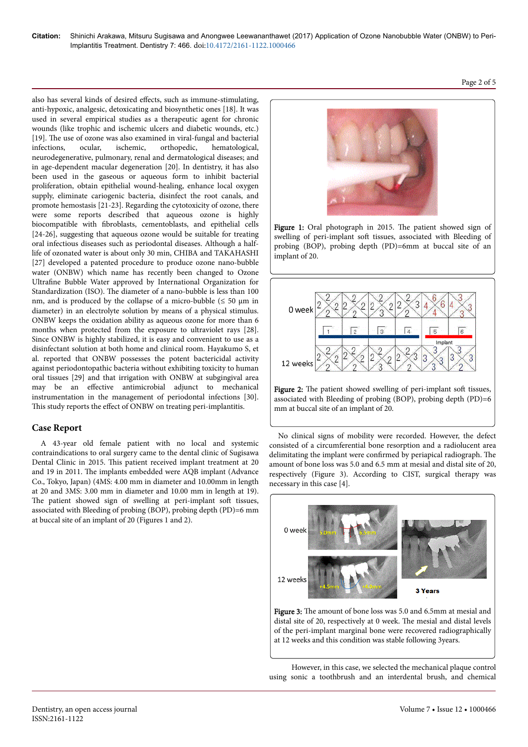also has several kinds of desired effects, such as immune-stimulating, anti-hypoxic, analgesic, detoxicating and biosynthetic ones [18]. It was used in several empirical studies as a therapeutic agent for chronic wounds (like trophic and ischemic ulcers and diabetic wounds, etc.) [19]. The use of ozone was also examined in viral-fungal and bacterial infections, ocular, ischemic, orthopedic, hematological, neurodegenerative, pulmonary, renal and dermatological diseases; and in age-dependent macular degeneration [20]. In dentistry, it has also been used in the gaseous or aqueous form to inhibit bacterial proliferation, obtain epithelial wound-healing, enhance local oxygen supply, eliminate cariogenic bacteria, disinfect the root canals, and promote hemostasis [21-23]. Regarding the cytotoxicity of ozone, there were some reports described that aqueous ozone is highly biocompatible with fibroblasts, cementoblasts, and epithelial cells [24-26], suggesting that aqueous ozone would be suitable for treating oral infectious diseases such as periodontal diseases. Although a half-life of ozonated water is about only 30 min, CHIBA and TAKAHASHI [27] developed a patented procedure to produce ozone nano-bubble water (ONBW) which name has recently been changed to Ozone Ultrafine Bubble Water approved by International Organization for Standardization (ISO). The diameter of a nano-bubble is less than 100 nm, and is produced by the collapse of a micro-bubble (≤ 50 μm in diameter) in an electrolyte solution by means of a physical stimulus. ONBW keeps the oxidation ability as aqueous ozone for more than 6 months when protected from the exposure to ultraviolet rays [28]. Since ONBW is highly stabilized, it is easy and convenient to use as a disinfectant solution at both home and clinical room. Hayakumo S, et al. reported that ONBW possesses the potent bactericidal activity against periodontopathic bacteria without exhibiting toxicity to human oral tissues [29] and that irrigation with ONBW at subgingival area may be an effective antimicrobial adjunct to mechanical instrumentation in the management of periodontal infections [30]. This study reports the effect of ONBW on treating peri-implantitis.

## Case Report

A 43-year old female patient with no local and systemic contraindications to oral surgery came to the dental clinic of Sugisawa Dental Clinic in 2015. This patient received implant treatment at 20 and 19 in 2011. The implants embedded were AQB implant (Advance Co., Tokyo, Japan) (4MS: 4.00 mm in diameter and 10.00mm in length at 20 and 3MS: 3.00 mm in diameter and 10.00 mm in length at 19). The patient showed sign of swelling at peri-implant soft tissues, associated with Bleeding of probing (BOP), probing depth (PD)=6 mm at buccal site of an implant of 20 (Figures 1 and 2).

**Figure 1:** Oral photograph in 2015. The patient showed sign of swelling of peri-implant soft tissues, associated with Bleeding of probing (BOP), probing depth (PD)=6mm at buccal site of an implant of 20.

**Figure 2:** The patient showed swelling of peri-implant soft tissues, associated with Bleeding of probing (BOP), probing depth (PD)=6 mm at buccal site of an implant of 20.

No clinical signs of mobility were recorded. However, the defect consisted of a circumferential bone resorption and a radiolucent area delimitating the implant were confirmed by periapical radiograph. The amount of bone loss was 5.0 and 6.5 mm at mesial and distal site of 20, respectively (Figure 3). According to CIST, surgical therapy was necessary in this case [4].

**Figure 3:** The amount of bone loss was 5.0 and 6.5mm at mesial and distal site of 20, respectively at 0 week. The mesial and distal levels of the peri-implant marginal bone were recovered radiographically at 12 weeks and this condition was stable following 3years.

However, in this case, we selected the mechanical plaque control using sonic a toothbrush and an interdental brush, and chemical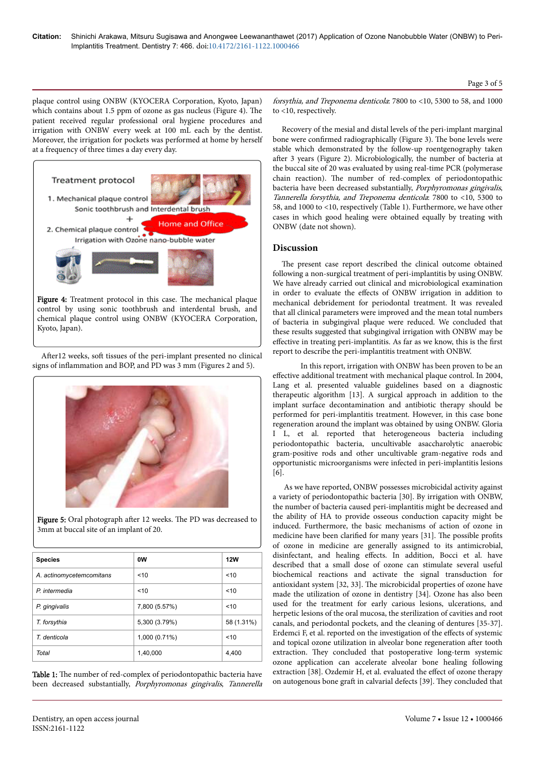plaque control using ONBW (KYOCERA Corporation, Kyoto, Japan) which contains about 1.5 ppm of ozone as gas nucleus (Figure 4). The patient received regular professional oral hygiene procedures and irrigation with ONBW every week at 100 mL each by the dentist. Moreover, the irrigation for pockets was performed at home by herself at a frequency of three times a day every day.

**Figure 4:** Treatment protocol in this case. The mechanical plaque control by using sonic toothbrush and interdental brush, and chemical plaque control using ONBW (KYOCERA Corporation, Kyoto, Japan).

After12 weeks, soft tissues of the peri-implant presented no clinical signs of inflammation and BOP, and PD was 3 mm (Figures 2 and 5).

**Figure 5:** Oral photograph after 12 weeks. The PD was decreased to 3mm at buccal site of an implant of 20.

| Species | 0W | 12W |
|---|---|---|
| *A. actinomycetemcomitans* | <10 | <10 |
| *P. intermedia* | <10 | <10 |
| *P. gingivalis* | 7,800 (5.57%) | <10 |
| *T. forsythia* | 5,300 (3.79%) | 58 (1.31%) |
| *T. denticola* | 1,000 (0.71%) | <10 |
| Total | 1,40,000 | 4,400 |

**Table 1:** The number of red-complex of periodontopathic bacteria have been decreased substantially, *Porphyromonas gingivalis*, *Tannerella forsythia, and Treponema denticola*: 7800 to <10, 5300 to 58, and 1000 to <10, respectively.

Recovery of the mesial and distal levels of the peri-implant marginal bone were confirmed radiographically (Figure 3). The bone levels were stable which demonstrated by the follow-up roentgenography taken after 3 years (Figure 2). Microbiologically, the number of bacteria at the buccal site of 20 was evaluated by using real-time PCR (polymerase chain reaction). The number of red-complex of periodontopathic bacteria have been decreased substantially, *Porphyromonas gingivalis*, *Tannerella forsythia, and Treponema denticola*: 7800 to <10, 5300 to 58, and 1000 to <10, respectively (Table 1). Furthermore, we have other cases in which good healing were obtained equally by treating with ONBW (date not shown).

## Discussion

The present case report described the clinical outcome obtained following a non-surgical treatment of peri-implantitis by using ONBW. We have already carried out clinical and microbiological examination in order to evaluate the effects of ONBW irrigation in addition to mechanical debridement for periodontal treatment. It was revealed that all clinical parameters were improved and the mean total numbers of bacteria in subgingival plaque were reduced. We concluded that these results suggested that subgingival irrigation with ONBW may be effective in treating peri-implantitis. As far as we know, this is the first report to describe the peri-implantitis treatment with ONBW.

In this report, irrigation with ONBW has been proven to be an effective additional treatment with mechanical plaque control. In 2004, Lang et al. presented valuable guidelines based on a diagnostic therapeutic algorithm [13]. A surgical approach in addition to the implant surface decontamination and antibiotic therapy should be performed for peri-implantitis treatment. However, in this case bone regeneration around the implant was obtained by using ONBW. Gloria I L, et al. reported that heterogeneous bacteria including periodontopathic bacteria, uncultivable asaccharolytic anaerobic gram-positive rods and other uncultivable gram-negative rods and opportunistic microorganisms were infected in peri-implantitis lesions [6].

As we have reported, ONBW possesses microbicidal activity against a variety of periodontopathic bacteria [30]. By irrigation with ONBW, the number of bacteria caused peri-implantitis might be decreased and the ability of HA to provide osseous conduction capacity might be induced. Furthermore, the basic mechanisms of action of ozone in medicine have been clarified for many years [31]. The possible profits of ozone in medicine are generally assigned to its antimicrobial, disinfectant, and healing effects. In addition, Bocci et al. have described that a small dose of ozone can stimulate several useful biochemical reactions and activate the signal transduction for antioxidant system [32, 33]. The microbicidal properties of ozone have made the utilization of ozone in dentistry [34]. Ozone has also been used for the treatment for early carious lesions, ulcerations, and herpetic lesions of the oral mucosa, the sterilization of cavities and root canals, and periodontal pockets, and the cleaning of dentures [35-37]. Erdemci F, et al. reported on the investigation of the effects of systemic and topical ozone utilization in alveolar bone regeneration after tooth extraction. They concluded that postoperative long-term systemic ozone application can accelerate alveolar bone healing following extraction [38]. Ozdemir H, et al. evaluated the effect of ozone therapy on autogenous bone graft in calvarial defects [39]. They concluded that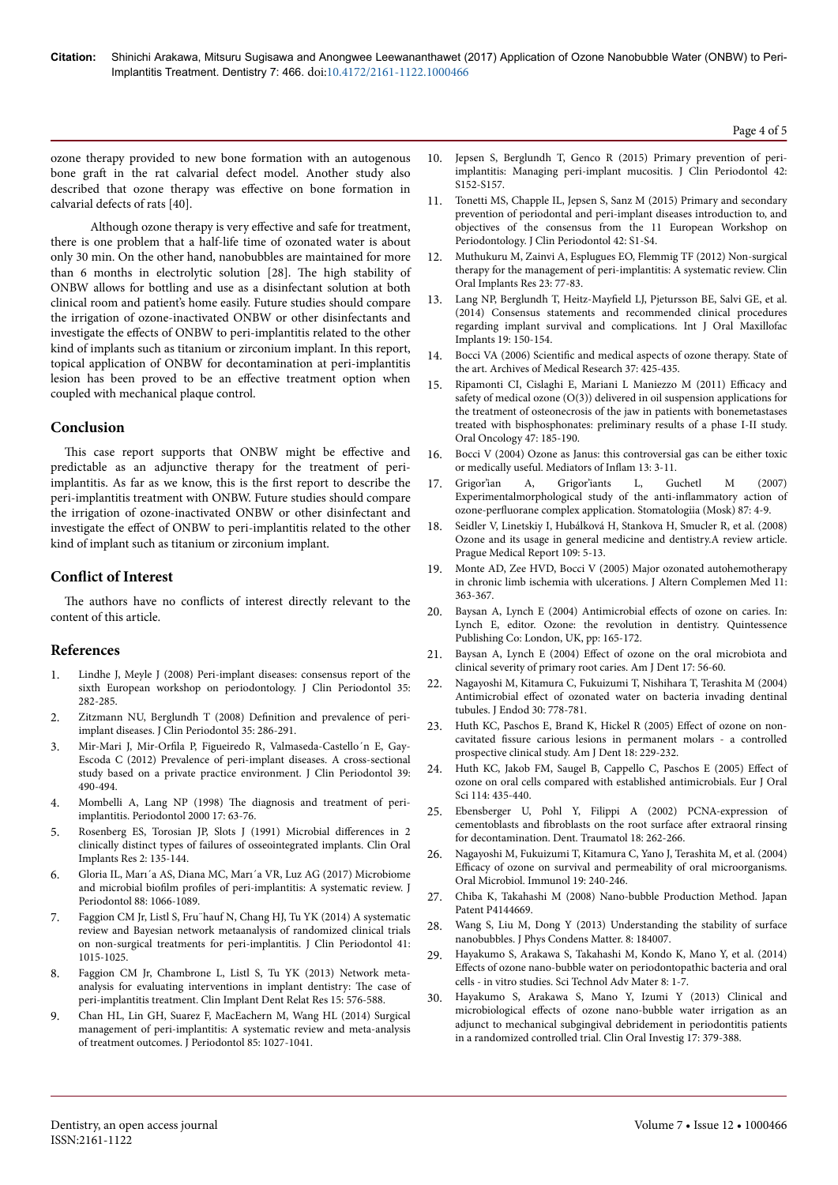ozone therapy provided to new bone formation with an autogenous bone graft in the rat calvarial defect model. Another study also described that ozone therapy was effective on bone formation in calvarial defects of rats [40].

Although ozone therapy is very effective and safe for treatment, there is one problem that a half-life time of ozonated water is about only 30 min. On the other hand, nanobubbles are maintained for more than 6 months in electrolytic solution [28]. The high stability of ONBW allows for bottling and use as a disinfectant solution at both clinical room and patient's home easily. Future studies should compare the irrigation of ozone-inactivated ONBW or other disinfectant and investigate the effects of ONBW to peri-implantitis related to the other kind of implants such as titanium or zirconium implant. In this report, topical application of ONBW for decontamination at peri-implantitis lesion has been proved to be an effective treatment option when coupled with mechanical plaque control.

## Conclusion

This case report supports that ONBW might be effective and predictable as an adjunctive therapy for the treatment of peri-implantitis. As far as we know, this is the first report to describe the peri-implantitis treatment with ONBW. Future studies should compare the irrigation of ozone-inactivated ONBW or other disinfectant and investigate the effect of ONBW to peri-implantitis related to the other kind of implant such as titanium or zirconium implant.

## Conflict of Interest

The authors have no conflicts of interest directly relevant to the content of this article.

## References

1. Lindhe J, Meyle J (2008) Peri-implant diseases: consensus report of the sixth European workshop on periodontology. J Clin Periodontol 35: 282-285.
2. Zitzmann NU, Berglundh T (2008) Definition and prevalence of peri-implant diseases. J Clin Periodontol 35: 286-291.
3. Mir-Mari J, Mir-Orfila P, Figueiredo R, Valmaseda-Castello´n E, Gay-Escoda C (2012) Prevalence of peri-implant diseases. A cross-sectional study based on a private practice environment. J Clin Periodontol 39: 490-494.
4. Mombelli A, Lang NP (1998) The diagnosis and treatment of peri-implantitis. Periodontol 2000 17: 63-76.
5. Rosenberg ES, Torosian JP, Slots J (1991) Microbial differences in 2 clinically distinct types of failures of osseointegrated implants. Clin Oral Implants Res 2: 135-144.
6. Gloria IL, Marı´a AS, Diana MC, Marı´a VR, Luz AG (2017) Microbiome and microbial biofilm profiles of peri-implantitis: A systematic review. J Periodontol 88: 1066-1089.
7. Faggion CM Jr, Listl S, Fru¨hauf N, Chang HJ, Tu YK (2014) A systematic review and Bayesian network metaanalysis of randomized clinical trials on non-surgical treatments for peri-implantitis. J Clin Periodontol 41: 1015-1025.
8. Faggion CM Jr, Chambrone L, Listl S, Tu YK (2013) Network meta-analysis for evaluating interventions in implant dentistry: The case of peri-implantitis treatment. Clin Implant Dent Relat Res 15: 576-588.
9. Chan HL, Lin GH, Suarez F, MacEachern M, Wang HL (2014) Surgical management of peri-implantitis: A systematic review and meta-analysis of treatment outcomes. J Periodontol 85: 1027-1041.
10. Jepsen S, Berglundh T, Genco R (2015) Primary prevention of peri-implantitis: Managing peri-implant mucositis. J Clin Periodontol 42: S152-S157.
11. Tonetti MS, Chapple IL, Jepsen S, Sanz M (2015) Primary and secondary prevention of periodontal and peri-implant diseases introduction to, and objectives of the consensus from the 11 European Workshop on Periodontology. J Clin Periodontol 42: S1-S4.
12. Muthukuru M, Zainvi A, Esplugues EO, Flemmig TF (2012) Non-surgical therapy for the management of peri-implantitis: A systematic review. Clin Oral Implants Res 23: 77-83.
13. Lang NP, Berglundh T, Heitz-Mayfield LJ, Pjetursson BE, Salvi GE, et al. (2014) Consensus statements and recommended clinical procedures regarding implant survival and complications. Int J Oral Maxillofac Implants 19: 150-154.
14. Bocci VA (2006) Scientific and medical aspects of ozone therapy. State of the art. Archives of Medical Research 37: 425-435.
15. Ripamonti CI, Cislaghi E, Mariani L Maniezzo M (2011) Efficacy and safety of medical ozone (O(3)) delivered in oil suspension applications for the treatment of osteonecrosis of the jaw in patients with bonemetastases treated with bisphosphonates: preliminary results of a phase I-II study. Oral Oncology 47: 185-190.
16. Bocci V (2004) Ozone as Janus: this controversial gas can be either toxic or medically useful. Mediators of Inflam 13: 3-11.
17. Grigor'ian A, Grigor'iants L, Guchetl M (2007) Experimentalmorphological study of the anti-inflammatory action of ozone-perfluorane complex application. Stomatologiia (Mosk) 87: 4-9.
18. Seidler V, Linetskiy I, Hubálková H, Stankova H, Smucler R, et al. (2008) Ozone and its usage in general medicine and dentistry.A review article. Prague Medical Report 109: 5-13.
19. Monte AD, Zee HVD, Bocci V (2005) Major ozonated autohemotherapy in chronic limb ischemia with ulcerations. J Altern Complemen Med 11: 363-367.
20. Baysan A, Lynch E (2004) Antimicrobial effects of ozone on caries. In: Lynch E, editor. Ozone: the revolution in dentistry. Quintessence Publishing Co: London, UK, pp: 165-172.
21. Baysan A, Lynch E (2004) Effect of ozone on the oral microbiota and clinical severity of primary root caries. Am J Dent 17: 56-60.
22. Nagayoshi M, Kitamura C, Fukuizumi T, Nishihara T, Terashita M (2004) Antimicrobial effect of ozonated water on bacteria invading dentinal tubules. J Endod 30: 778-781.
23. Huth KC, Paschos E, Brand K, Hickel R (2005) Effect of ozone on non-cavitated fissure carious lesions in permanent molars - a controlled prospective clinical study. Am J Dent 18: 229-232.
24. Huth KC, Jakob FM, Saugel B, Cappello C, Paschos E (2005) Effect of ozone on oral cells compared with established antimicrobials. Eur J Oral Sci 114: 435-440.
25. Ebensberger U, Pohl Y, Filippi A (2002) PCNA-expression of cementoblasts and fibroblasts on the root surface after extraoral rinsing for decontamination. Dent. Traumatol 18: 262-266.
26. Nagayoshi M, Fukuizumi T, Kitamura C, Yano J, Terashita M, et al. (2004) Efficacy of ozone on survival and permeability of oral microorganisms. Oral Microbiol. Immunol 19: 240-246.
27. Chiba K, Takahashi M (2008) Nano-bubble Production Method. Japan Patent P4144669.
28. Wang S, Liu M, Dong Y (2013) Understanding the stability of surface nanobubbles. J Phys Condens Matter. 8: 184007.
29. Hayakumo S, Arakawa S, Takahashi M, Kondo K, Mano Y, et al. (2014) Effects of ozone nano-bubble water on periodontopathic bacteria and oral cells - in vitro studies. Sci Technol Adv Mater 8: 1-7.
30. Hayakumo S, Arakawa S, Mano Y, Izumi Y (2013) Clinical and microbiological effects of ozone nano-bubble water irrigation as an adjunct to mechanical subgingival debridement in periodontitis patients in a randomized controlled trial. Clin Oral Investig 17: 379-388.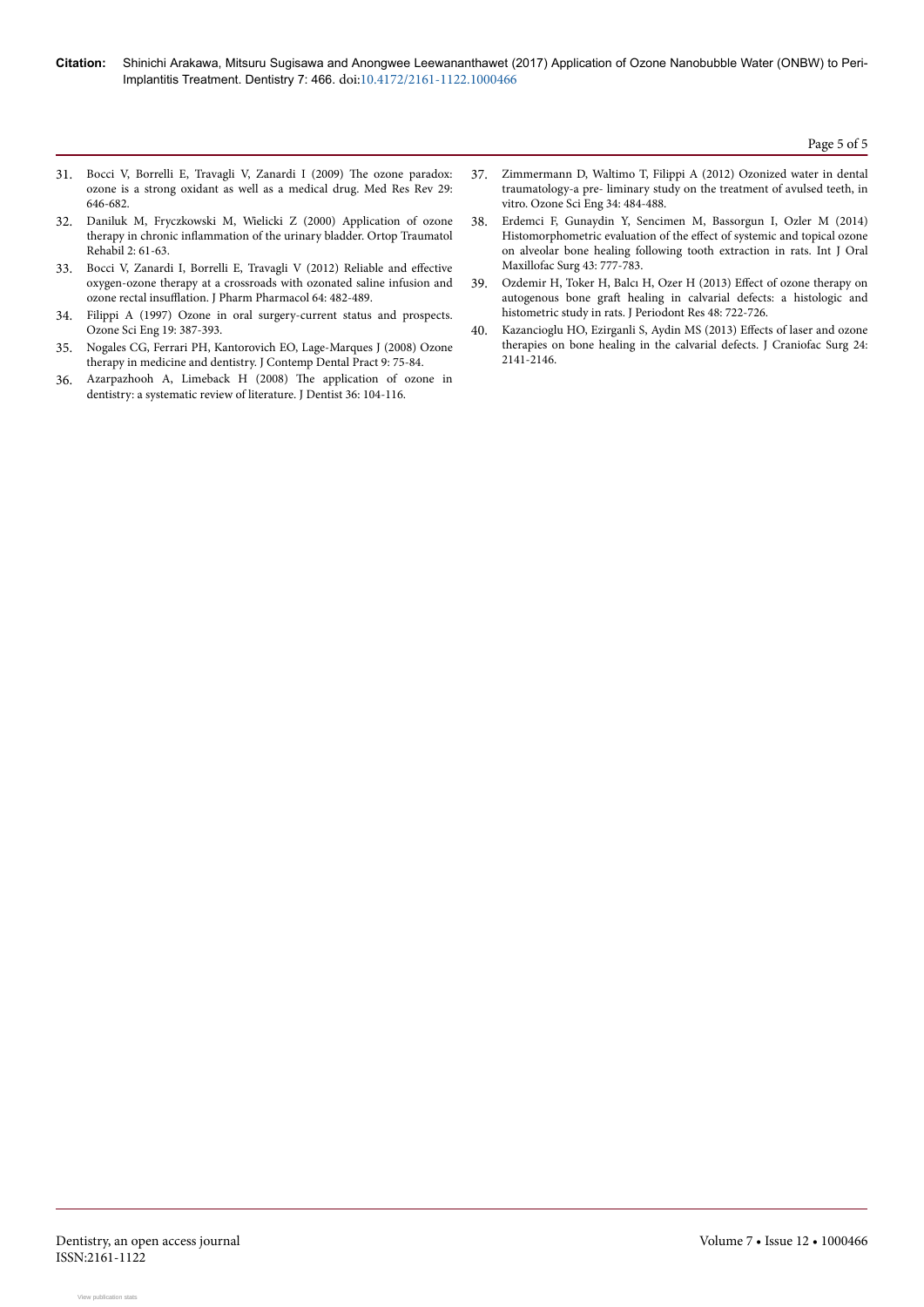31. Bocci V, Borrelli E, Travagli V, Zanardi I (2009) The ozone paradox: ozone is a strong oxidant as well as a medical drug. Med Res Rev 29: 646-682.
32. Daniluk M, Fryczkowski M, Wielicki Z (2000) Application of ozone therapy in chronic inflammation of the urinary bladder. Ortop Traumatol Rehabil 2: 61-63.
33. Bocci V, Zanardi I, Borrelli E, Travagli V (2012) Reliable and effective oxygen-ozone therapy at a crossroads with ozonated saline infusion and ozone rectal insufflation. J Pharm Pharmacol 64: 482-489.
34. Filippi A (1997) Ozone in oral surgery-current status and prospects. Ozone Sci Eng 19: 387-393.
35. Nogales CG, Ferrari PH, Kantorovich EO, Lage-Marques J (2008) Ozone therapy in medicine and dentistry. J Contemp Dental Pract 9: 75-84.
36. Azarpazhooh A, Limeback H (2008) The application of ozone in dentistry: a systematic review of literature. J Dentist 36: 104-116.
37. Zimmermann D, Waltimo T, Filippi A (2012) Ozonized water in dental traumatology-a pre- liminary study on the treatment of avulsed teeth, in vitro. Ozone Sci Eng 34: 484-488.
38. Erdemci F, Gunaydin Y, Sencimen M, Bassorgun I, Ozler M (2014) Histomorphometric evaluation of the effect of systemic and topical ozone on alveolar bone healing following tooth extraction in rats. Int J Oral Maxillofac Surg 43: 777-783.
39. Ozdemir H, Toker H, Balcı H, Ozer H (2013) Effect of ozone therapy on autogenous bone graft healing in calvarial defects: a histologic and histometric study in rats. J Periodont Res 48: 722-726.
40. Kazancioglu HO, Ezirganli S, Aydin MS (2013) Effects of laser and ozone therapies on bone healing in the calvarial defects. J Craniofac Surg 24: 2141-2146.